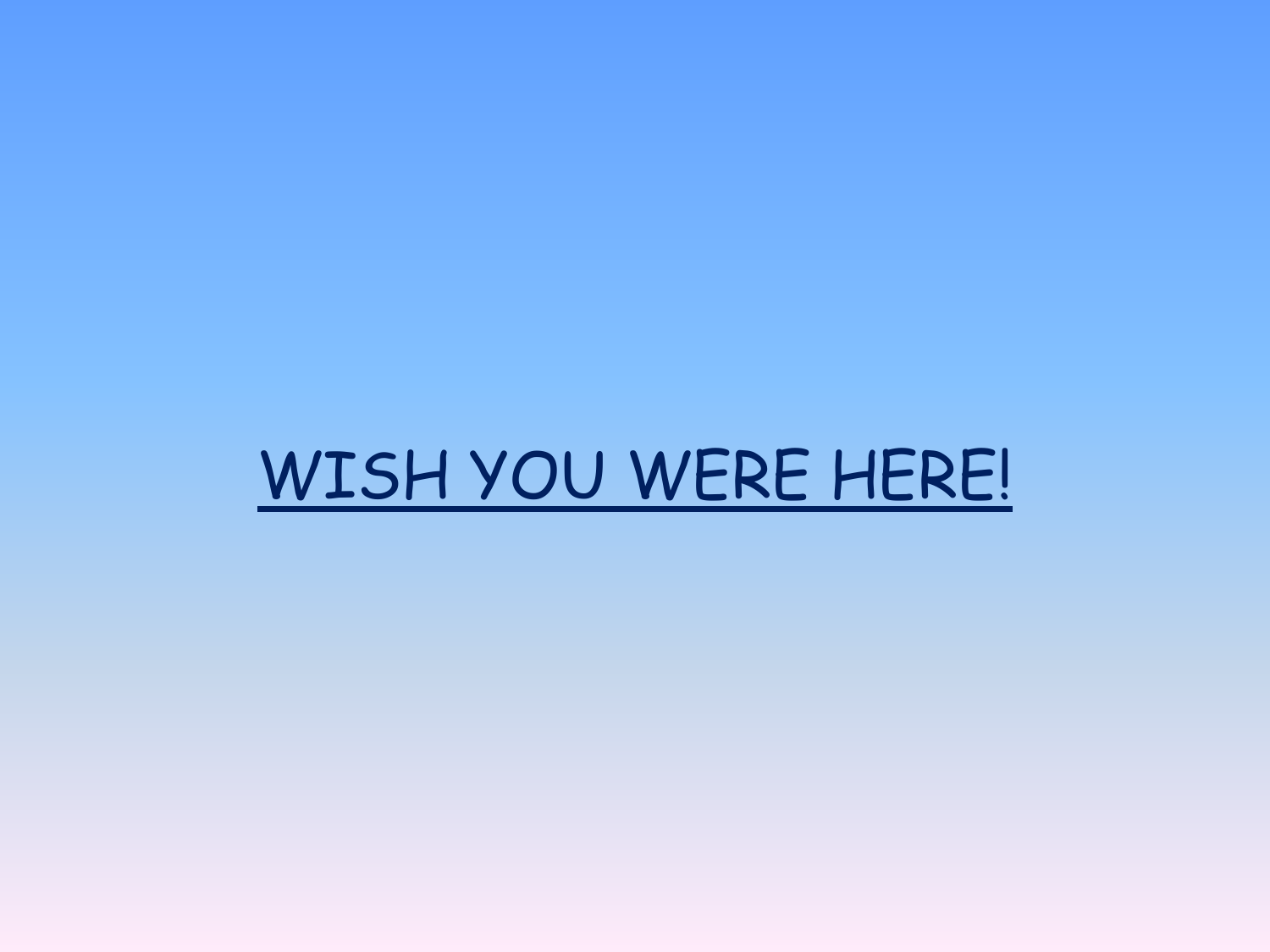# WISH YOU WERE HERE!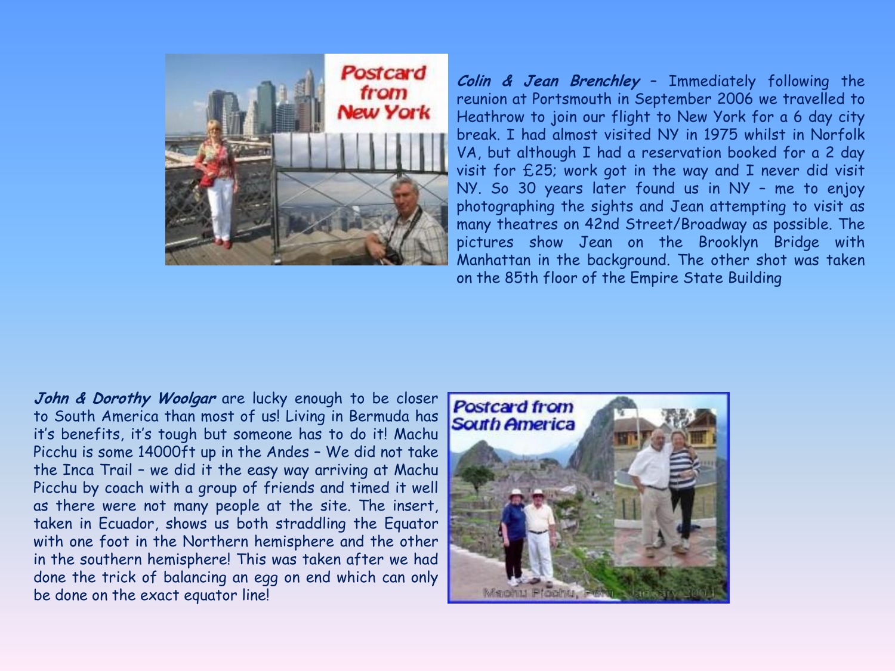***Colin & Jean Brenchley*** – Immediately following the reunion at Portsmouth in September 2006 we travelled to Heathrow to join our flight to New York for a 6 day city break. I had almost visited NY in 1975 whilst in Norfolk VA, but although I had a reservation booked for a 2 day visit for £25; work got in the way and I never did visit NY. So 30 years later found us in NY – me to enjoy photographing the sights and Jean attempting to visit as many theatres on 42nd Street/Broadway as possible. The pictures show Jean on the Brooklyn Bridge with Manhattan in the background. The other shot was taken on the 85th floor of the Empire State Building

***John & Dorothy Woolgar*** are lucky enough to be closer to South America than most of us! Living in Bermuda has it's benefits, it's tough but someone has to do it! Machu Picchu is some 14000ft up in the Andes – We did not take the Inca Trail – we did it the easy way arriving at Machu Picchu by coach with a group of friends and timed it well as there were not many people at the site. The insert, taken in Ecuador, shows us both straddling the Equator with one foot in the Northern hemisphere and the other in the southern hemisphere! This was taken after we had done the trick of balancing an egg on end which can only be done on the exact equator line!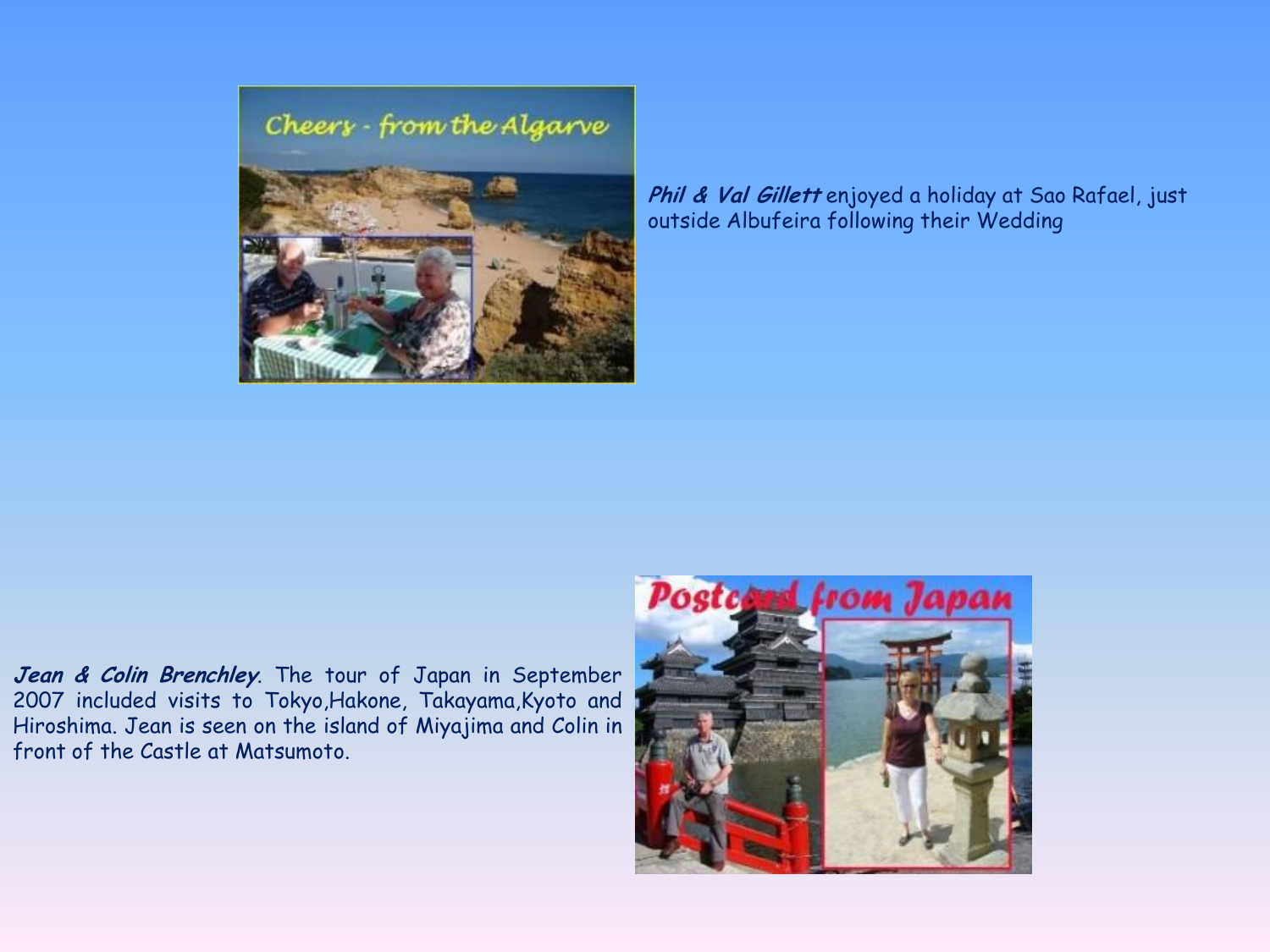***Phil & Val Gillett*** enjoyed a holiday at Sao Rafael, just outside Albufeira following their Wedding

***Jean & Colin Brenchley***. The tour of Japan in September 2007 included visits to Tokyo,Hakone, Takayama,Kyoto and Hiroshima. Jean is seen on the island of Miyajima and Colin in front of the Castle at Matsumoto.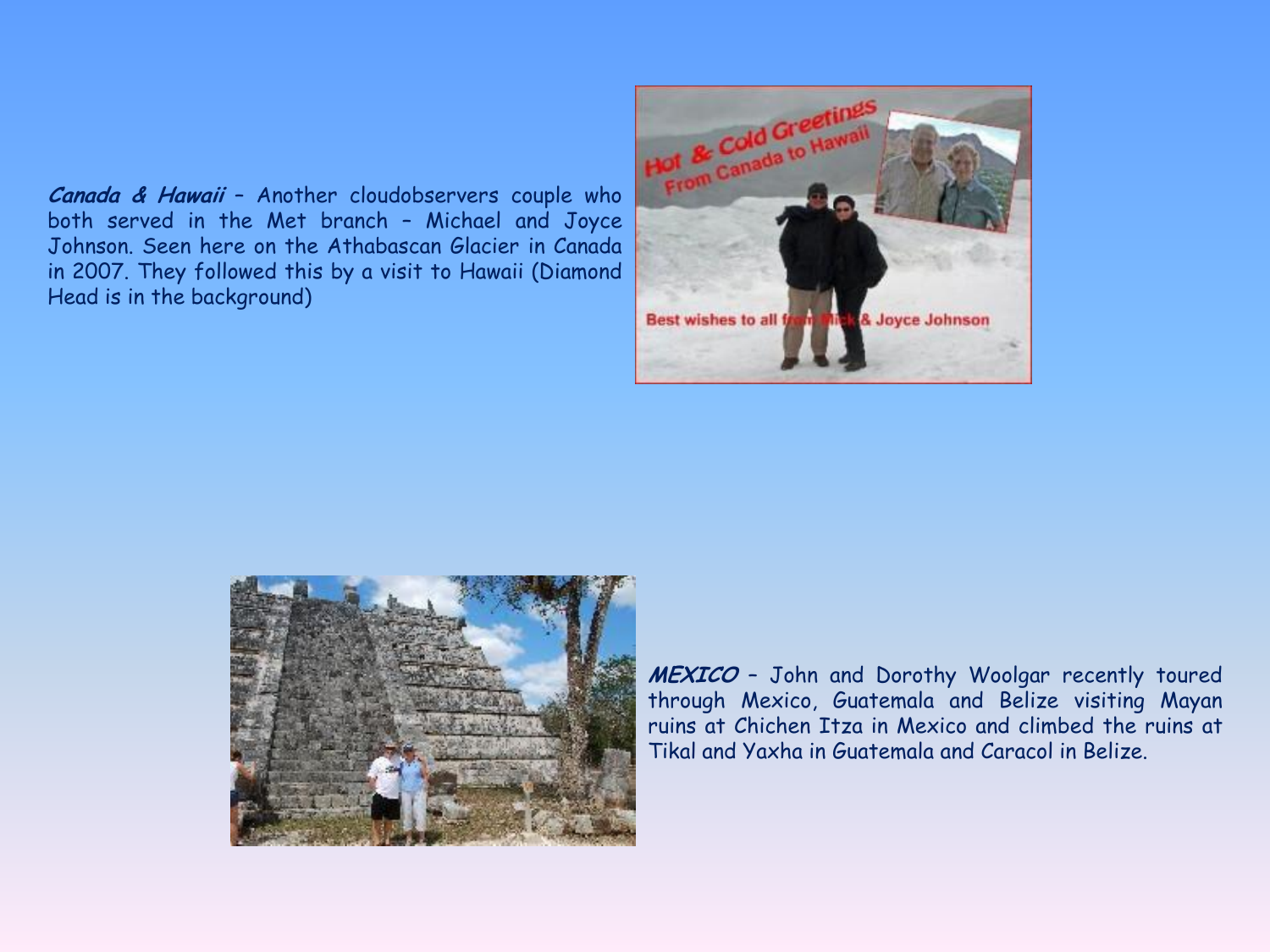***Canada & Hawaii*** – Another cloudobservers couple who both served in the Met branch – Michael and Joyce Johnson. Seen here on the Athabascan Glacier in Canada in 2007. They followed this by a visit to Hawaii (Diamond Head is in the background)

***MEXICO*** – John and Dorothy Woolgar recently toured through Mexico, Guatemala and Belize visiting Mayan ruins at Chichen Itza in Mexico and climbed the ruins at Tikal and Yaxha in Guatemala and Caracol in Belize.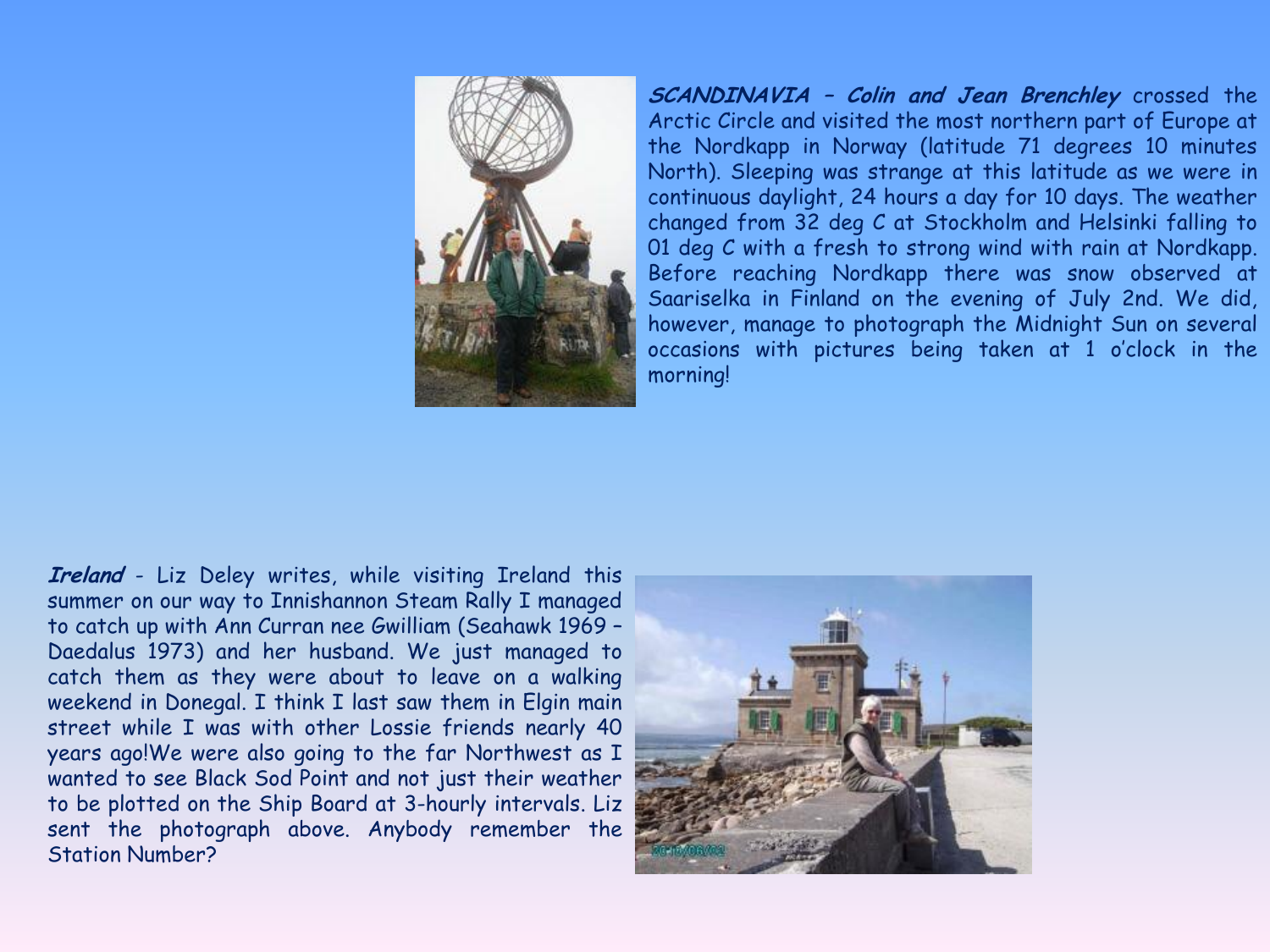***SCANDINAVIA* – *Colin and Jean Brenchley*** crossed the Arctic Circle and visited the most northern part of Europe at the Nordkapp in Norway (latitude 71 degrees 10 minutes North). Sleeping was strange at this latitude as we were in continuous daylight, 24 hours a day for 10 days. The weather changed from 32 deg C at Stockholm and Helsinki falling to 01 deg C with a fresh to strong wind with rain at Nordkapp. Before reaching Nordkapp there was snow observed at Saariselka in Finland on the evening of July 2nd. We did, however, manage to photograph the Midnight Sun on several occasions with pictures being taken at 1 o'clock in the morning!

***Ireland*** - Liz Deley writes, while visiting Ireland this summer on our way to Innishannon Steam Rally I managed to catch up with Ann Curran nee Gwilliam (Seahawk 1969 – Daedalus 1973) and her husband. We just managed to catch them as they were about to leave on a walking weekend in Donegal. I think I last saw them in Elgin main street while I was with other Lossie friends nearly 40 years ago!We were also going to the far Northwest as I wanted to see Black Sod Point and not just their weather to be plotted on the Ship Board at 3-hourly intervals. Liz sent the photograph above. Anybody remember the Station Number?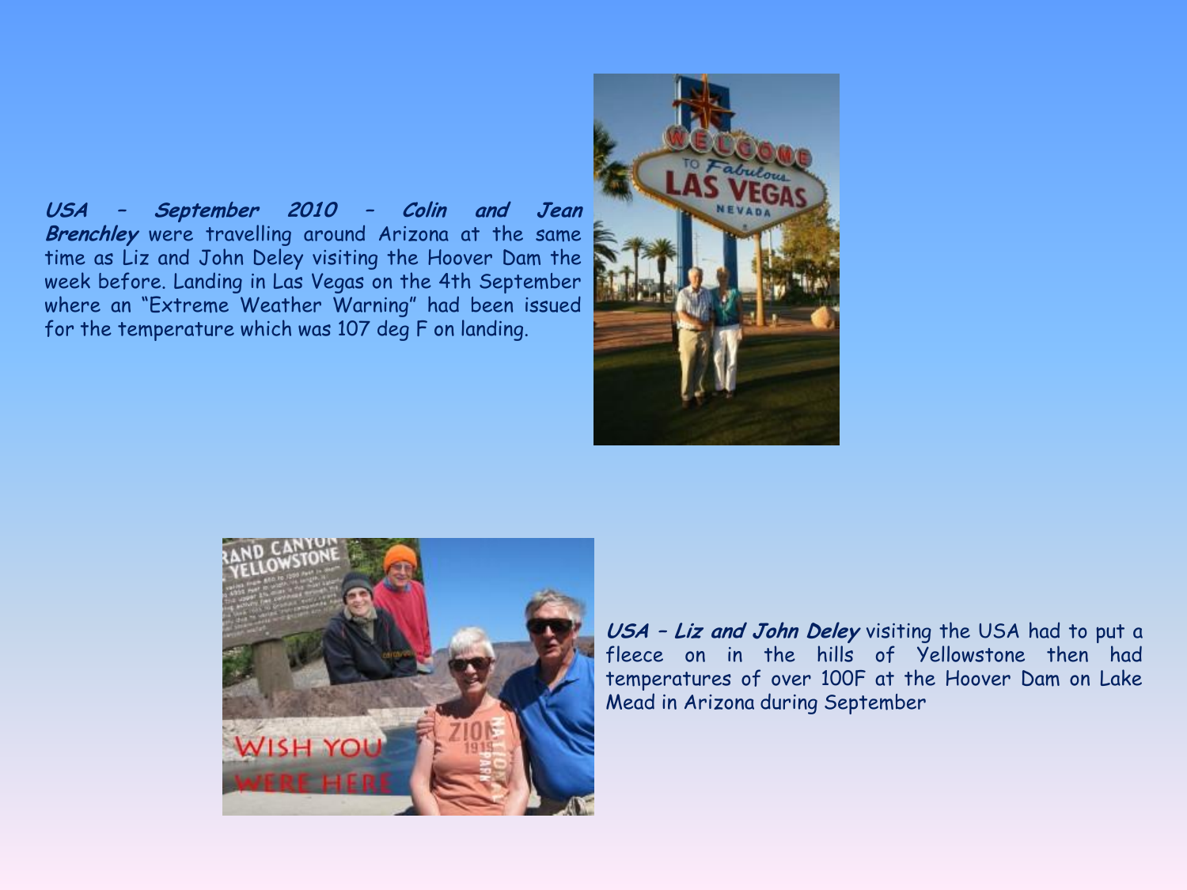***USA – September 2010 – Colin and Jean Brenchley*** were travelling around Arizona at the same time as Liz and John Deley visiting the Hoover Dam the week before. Landing in Las Vegas on the 4th September where an "Extreme Weather Warning" had been issued for the temperature which was 107 deg F on landing.

***USA – Liz and John Deley*** visiting the USA had to put a fleece on in the hills of Yellowstone then had temperatures of over 100F at the Hoover Dam on Lake Mead in Arizona during September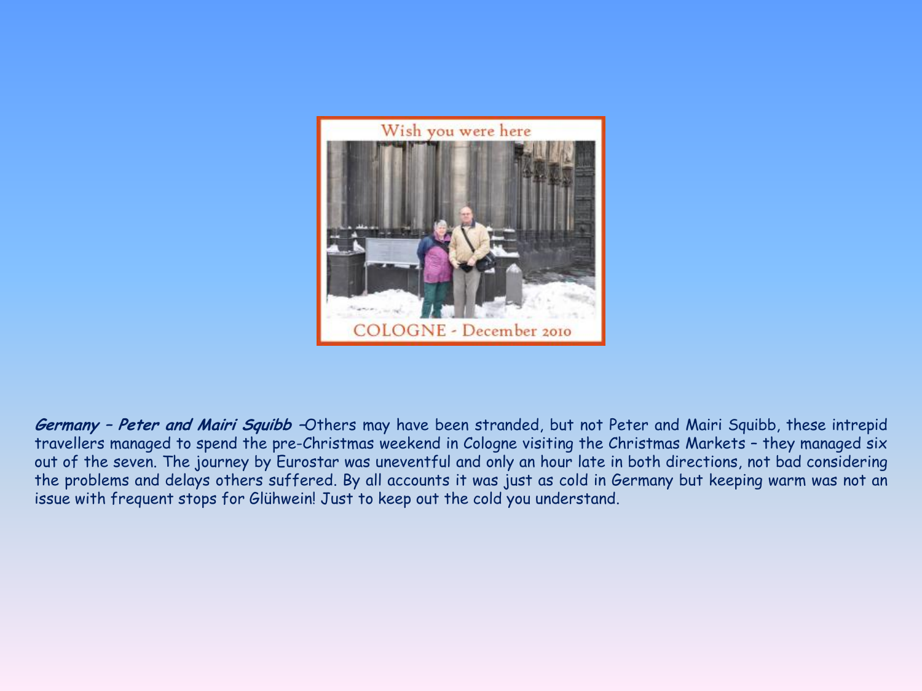***Germany – Peter and Mairi Squibb*** –Others may have been stranded, but not Peter and Mairi Squibb, these intrepid travellers managed to spend the pre-Christmas weekend in Cologne visiting the Christmas Markets – they managed six out of the seven. The journey by Eurostar was uneventful and only an hour late in both directions, not bad considering the problems and delays others suffered. By all accounts it was just as cold in Germany but keeping warm was not an issue with frequent stops for Glühwein! Just to keep out the cold you understand.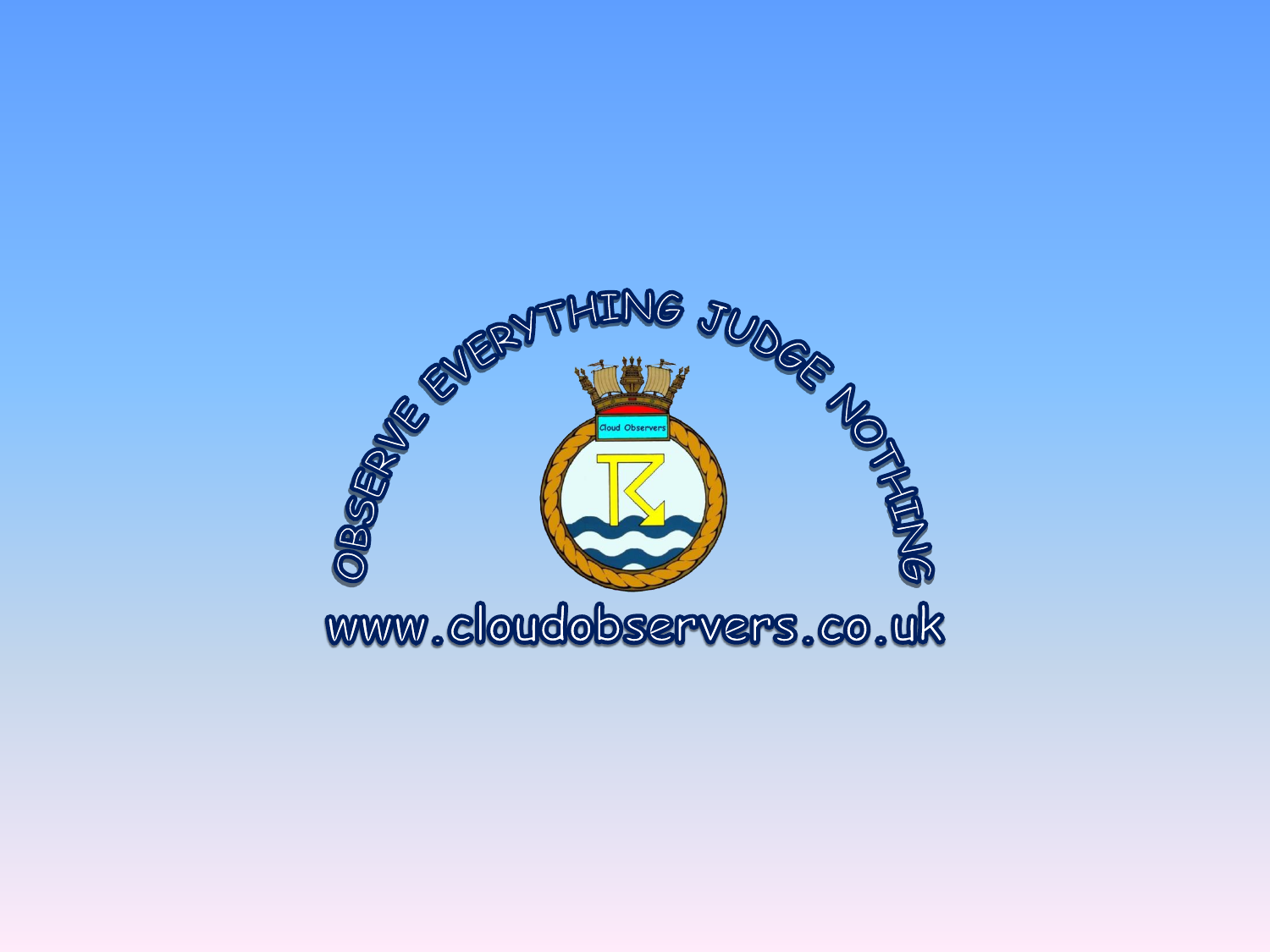OBSERVE EVERYTHING JUDGE NOTHING

Cloud Observers

www.cloudobservers.co.uk